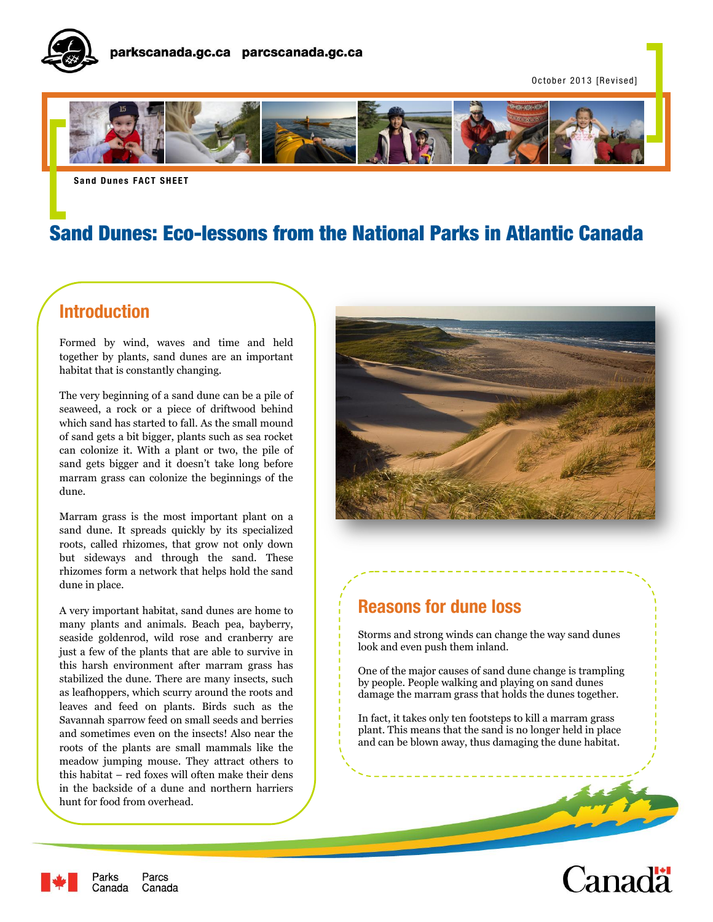parkscanada.gc.ca parcscanada.gc.ca

October 2013 [Revised]

Sand Dunes FACT SHEET

# Sand Dunes: Eco-lessons from the National Parks in Atlantic Canada

## Introduction

Formed by wind, waves and time and held together by plants, sand dunes are an important habitat that is constantly changing.

The very beginning of a sand dune can be a pile of seaweed, a rock or a piece of driftwood behind which sand has started to fall. As the small mound of sand gets a bit bigger, plants such as sea rocket can colonize it. With a plant or two, the pile of sand gets bigger and it doesn't take long before marram grass can colonize the beginnings of the dune.

Marram grass is the most important plant on a sand dune. It spreads quickly by its specialized roots, called rhizomes, that grow not only down but sideways and through the sand. These rhizomes form a network that helps hold the sand dune in place.

A very important habitat, sand dunes are home to many plants and animals. Beach pea, bayberry, seaside goldenrod, wild rose and cranberry are just a few of the plants that are able to survive in this harsh environment after marram grass has stabilized the dune. There are many insects, such as leafhoppers, which scurry around the roots and leaves and feed on plants. Birds such as the Savannah sparrow feed on small seeds and berries and sometimes even on the insects! Also near the roots of the plants are small mammals like the meadow jumping mouse. They attract others to this habitat – red foxes will often make their dens in the backside of a dune and northern harriers hunt for food from overhead.

## Reasons for dune loss

Storms and strong winds can change the way sand dunes look and even push them inland.

One of the major causes of sand dune change is trampling by people. People walking and playing on sand dunes damage the marram grass that holds the dunes together.

In fact, it takes only ten footsteps to kill a marram grass plant. This means that the sand is no longer held in place and can be blown away, thus damaging the dune habitat.

Parks Canada Parcs Canada

Canada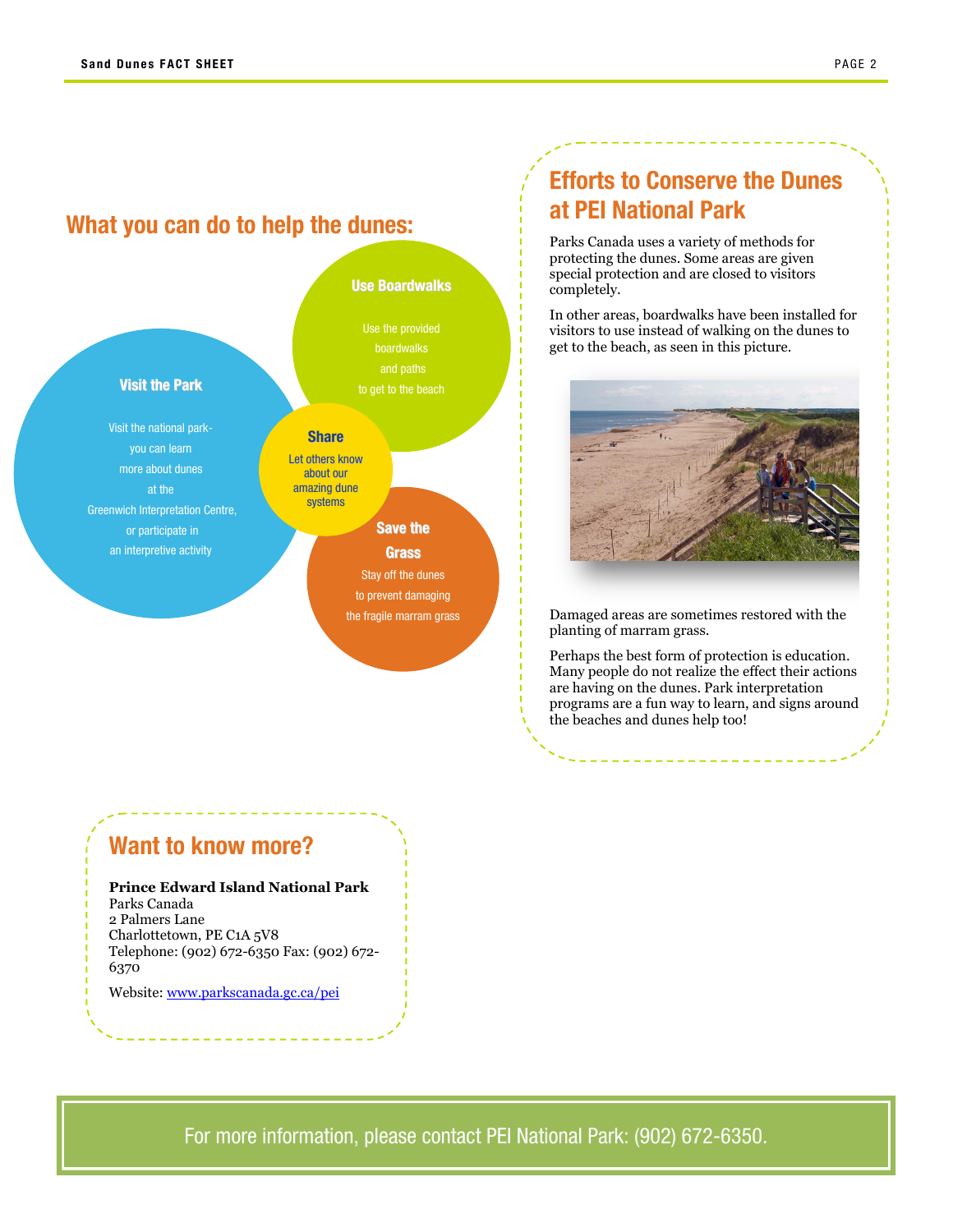## What you can do to help the dunes:

**Use Boardwalks**

Use the provided boardwalks and paths to get to the beach

**Visit the Park**

Visit the national park- you can learn more about dunes at the Greenwich Interpretation Centre, or participate in an interpretive activity

**Share**

Let others know about our amazing dune systems

**Save the Grass**

Stay off the dunes to prevent damaging the fragile marram grass

## Efforts to Conserve the Dunes at PEI National Park

Parks Canada uses a variety of methods for protecting the dunes. Some areas are given special protection and are closed to visitors completely.

In other areas, boardwalks have been installed for visitors to use instead of walking on the dunes to get to the beach, as seen in this picture.

Damaged areas are sometimes restored with the planting of marram grass.

Perhaps the best form of protection is education. Many people do not realize the effect their actions are having on the dunes. Park interpretation programs are a fun way to learn, and signs around the beaches and dunes help too!

## Want to know more?

**Prince Edward Island National Park**
Parks Canada
2 Palmers Lane
Charlottetown, PE C1A 5V8
Telephone: (902) 672-6350 Fax: (902) 672-6370

Website: [www.parkscanada.gc.ca/pei](www.parkscanada.gc.ca/pei)

For more information, please contact PEI National Park: (902) 672-6350.